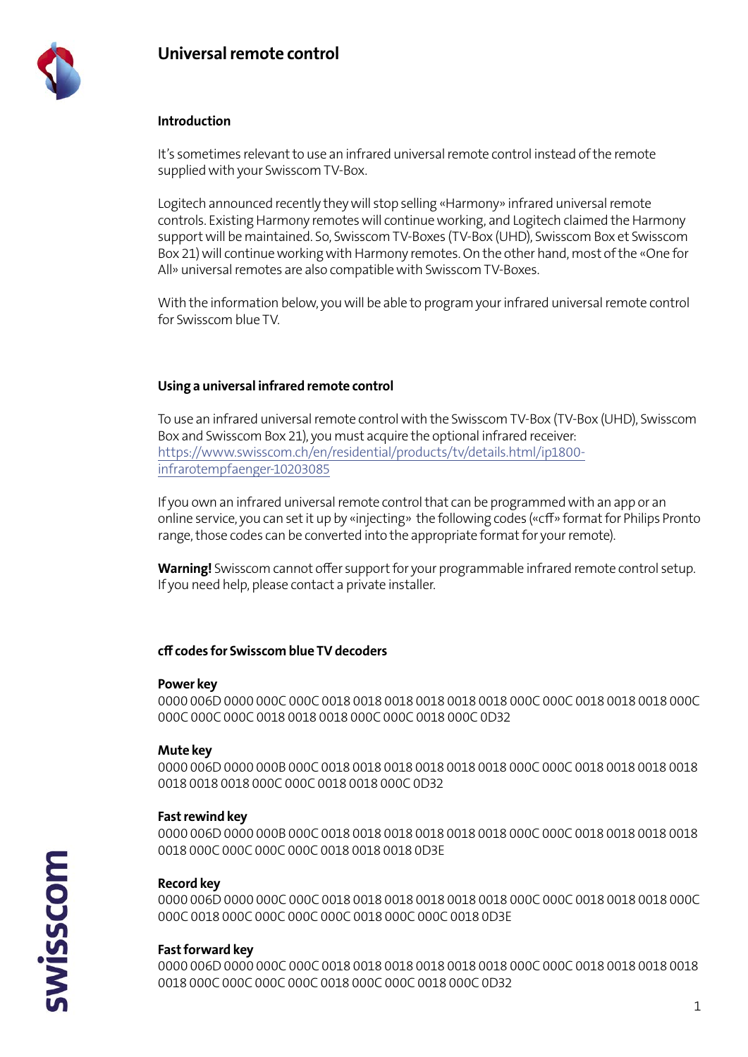# Universal remote control

## Introduction

It's sometimes relevant to use an infrared universal remote control instead of the remote supplied with your Swisscom TV-Box.

Logitech announced recently they will stop selling «Harmony» infrared universal remote controls. Existing Harmony remotes will continue working, and Logitech claimed the Harmony support will be maintained. So, Swisscom TV-Boxes (TV-Box (UHD), Swisscom Box et Swisscom Box 21) will continue working with Harmony remotes. On the other hand, most of the «One for All» universal remotes are also compatible with Swisscom TV-Boxes.

With the information below, you will be able to program your infrared universal remote control for Swisscom blue TV.

## Using a universal infrared remote control

To use an infrared universal remote control with the Swisscom TV-Box (TV-Box (UHD), Swisscom Box and Swisscom Box 21), you must acquire the optional infrared receiver: [https://www.swisscom.ch/en/residential/products/tv/details.html/ip1800-infrarotempfaenger-10203085](https://www.swisscom.ch/en/residential/products/tv/details.html/ip1800-infrarotempfaenger-10203085)

If you own an infrared universal remote control that can be programmed with an app or an online service, you can set it up by «injecting» the following codes («cff» format for Philips Pronto range, those codes can be converted into the appropriate format for your remote).

**Warning!** Swisscom cannot offer support for your programmable infrared remote control setup. If you need help, please contact a private installer.

## cff codes for Swisscom blue TV decoders

**Power key**
0000 006D 0000 000C 000C 0018 0018 0018 0018 0018 0018 000C 000C 0018 0018 0018 000C 000C 000C 000C 0018 0018 0018 000C 000C 0018 000C 0D32

**Mute key**
0000 006D 0000 000B 000C 0018 0018 0018 0018 0018 0018 000C 000C 0018 0018 0018 0018 0018 0018 0018 000C 000C 0018 0018 000C 0D32

**Fast rewind key**
0000 006D 0000 000B 000C 0018 0018 0018 0018 0018 0018 000C 000C 0018 0018 0018 0018 0018 000C 000C 000C 000C 0018 0018 0018 0D3E

**Record key**
0000 006D 0000 000C 000C 0018 0018 0018 0018 0018 0018 000C 000C 0018 0018 0018 000C 000C 0018 000C 000C 000C 000C 0018 000C 000C 0018 0D3E

**Fast forward key**
0000 006D 0000 000C 000C 0018 0018 0018 0018 0018 0018 000C 000C 0018 0018 0018 0018 0018 000C 000C 000C 000C 0018 000C 000C 0018 000C 0D32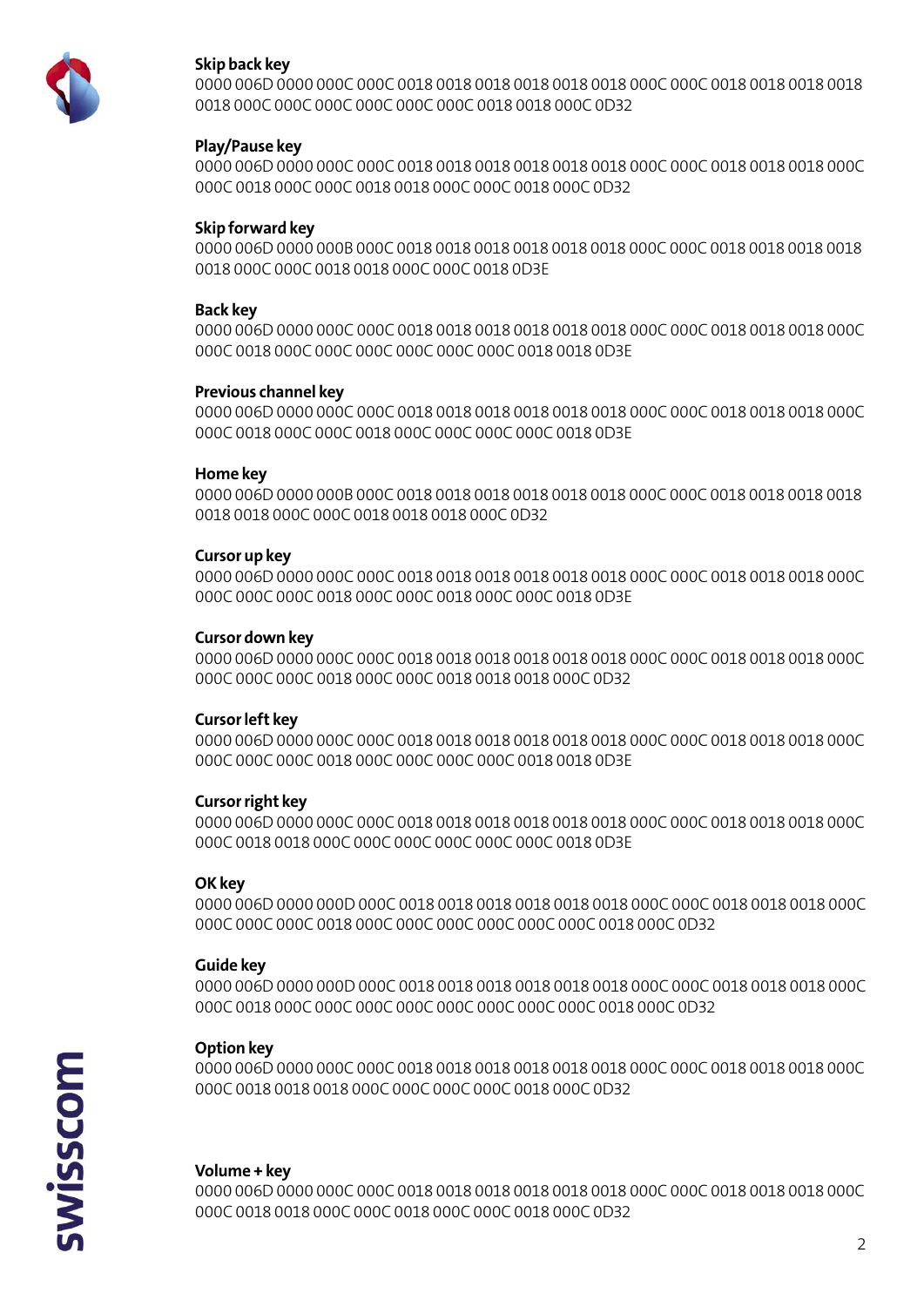**Skip back key**
0000 006D 0000 000C 000C 0018 0018 0018 0018 0018 0018 000C 000C 0018 0018 0018 0018 0018 000C 000C 000C 000C 000C 000C 0018 0018 000C 0D32

**Play/Pause key**
0000 006D 0000 000C 000C 0018 0018 0018 0018 0018 0018 000C 000C 0018 0018 0018 000C 000C 0018 000C 000C 0018 0018 000C 000C 0018 000C 0D32

**Skip forward key**
0000 006D 0000 000B 000C 0018 0018 0018 0018 0018 0018 000C 000C 0018 0018 0018 0018 0018 000C 000C 0018 0018 000C 000C 0018 0D3E

**Back key**
0000 006D 0000 000C 000C 0018 0018 0018 0018 0018 0018 000C 000C 0018 0018 0018 000C 000C 0018 000C 000C 000C 000C 000C 000C 0018 0018 0D3E

**Previous channel key**
0000 006D 0000 000C 000C 0018 0018 0018 0018 0018 0018 000C 000C 0018 0018 0018 000C 000C 0018 000C 000C 0018 000C 000C 000C 000C 0018 0D3E

**Home key**
0000 006D 0000 000B 000C 0018 0018 0018 0018 0018 0018 000C 000C 0018 0018 0018 0018 0018 0018 000C 000C 0018 0018 0018 000C 0D32

**Cursor up key**
0000 006D 0000 000C 000C 0018 0018 0018 0018 0018 0018 000C 000C 0018 0018 0018 000C 000C 000C 000C 0018 000C 000C 0018 000C 000C 0018 0D3E

**Cursor down key**
0000 006D 0000 000C 000C 0018 0018 0018 0018 0018 0018 000C 000C 0018 0018 0018 000C 000C 000C 000C 0018 000C 000C 0018 0018 0018 000C 0D32

**Cursor left key**
0000 006D 0000 000C 000C 0018 0018 0018 0018 0018 0018 000C 000C 0018 0018 0018 000C 000C 000C 000C 0018 000C 000C 000C 000C 0018 0018 0D3E

**Cursor right key**
0000 006D 0000 000C 000C 0018 0018 0018 0018 0018 0018 000C 000C 0018 0018 0018 000C 000C 0018 0018 000C 000C 000C 000C 000C 000C 0018 0D3E

**OK key**
0000 006D 0000 000D 000C 0018 0018 0018 0018 0018 0018 000C 000C 0018 0018 0018 000C 000C 000C 000C 0018 000C 000C 000C 000C 000C 000C 0018 000C 0D32

**Guide key**
0000 006D 0000 000D 000C 0018 0018 0018 0018 0018 0018 000C 000C 0018 0018 0018 000C 000C 0018 000C 000C 000C 000C 000C 000C 000C 000C 0018 000C 0D32

**Option key**
0000 006D 0000 000C 000C 0018 0018 0018 0018 0018 0018 000C 000C 0018 0018 0018 000C 000C 0018 0018 0018 000C 000C 000C 000C 0018 000C 0D32

**Volume + key**
0000 006D 0000 000C 000C 0018 0018 0018 0018 0018 0018 000C 000C 0018 0018 0018 000C 000C 0018 0018 000C 000C 0018 000C 000C 0018 000C 0D32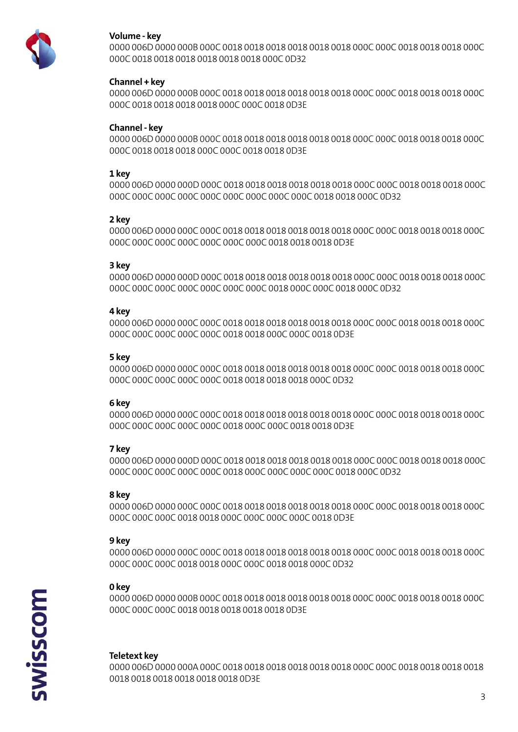**Volume - key**
0000 006D 0000 000B 000C 0018 0018 0018 0018 0018 0018 000C 000C 0018 0018 0018 000C 000C 0018 0018 0018 0018 0018 0018 000C 0D32

**Channel + key**
0000 006D 0000 000B 000C 0018 0018 0018 0018 0018 0018 000C 000C 0018 0018 0018 000C 000C 0018 0018 0018 0018 000C 000C 0018 0D3E

**Channel - key**
0000 006D 0000 000B 000C 0018 0018 0018 0018 0018 0018 000C 000C 0018 0018 0018 000C 000C 0018 0018 0018 000C 000C 0018 0018 0D3E

**1 key**
0000 006D 0000 000D 000C 0018 0018 0018 0018 0018 0018 000C 000C 0018 0018 0018 000C 000C 000C 000C 000C 000C 000C 000C 000C 000C 0018 0018 000C 0D32

**2 key**
0000 006D 0000 000C 000C 0018 0018 0018 0018 0018 0018 000C 000C 0018 0018 0018 000C 000C 000C 000C 000C 000C 000C 000C 0018 0018 0018 0D3E

**3 key**
0000 006D 0000 000D 000C 0018 0018 0018 0018 0018 0018 000C 000C 0018 0018 0018 000C 000C 000C 000C 000C 000C 000C 000C 0018 000C 000C 0018 000C 0D32

**4 key**
0000 006D 0000 000C 000C 0018 0018 0018 0018 0018 0018 000C 000C 0018 0018 0018 000C 000C 000C 000C 000C 000C 0018 0018 000C 000C 0018 0D3E

**5 key**
0000 006D 0000 000C 000C 0018 0018 0018 0018 0018 0018 000C 000C 0018 0018 0018 000C 000C 000C 000C 000C 000C 0018 0018 0018 0018 000C 0D32

**6 key**
0000 006D 0000 000C 000C 0018 0018 0018 0018 0018 0018 000C 000C 0018 0018 0018 000C 000C 000C 000C 000C 000C 0018 000C 000C 0018 0018 0D3E

**7 key**
0000 006D 0000 000D 000C 0018 0018 0018 0018 0018 0018 000C 000C 0018 0018 0018 000C 000C 000C 000C 000C 000C 0018 000C 000C 000C 000C 0018 000C 0D32

**8 key**
0000 006D 0000 000C 000C 0018 0018 0018 0018 0018 0018 000C 000C 0018 0018 0018 000C 000C 000C 000C 0018 0018 000C 000C 000C 000C 0018 0D3E

**9 key**
0000 006D 0000 000C 000C 0018 0018 0018 0018 0018 0018 000C 000C 0018 0018 0018 000C 000C 000C 000C 0018 0018 000C 000C 0018 0018 000C 0D32

**0 key**
0000 006D 0000 000B 000C 0018 0018 0018 0018 0018 0018 000C 000C 0018 0018 0018 000C 000C 000C 000C 0018 0018 0018 0018 0018 0D3E

**Teletext key**
0000 006D 0000 000A 000C 0018 0018 0018 0018 0018 0018 000C 000C 0018 0018 0018 0018 0018 0018 0018 0018 0018 0018 0D3E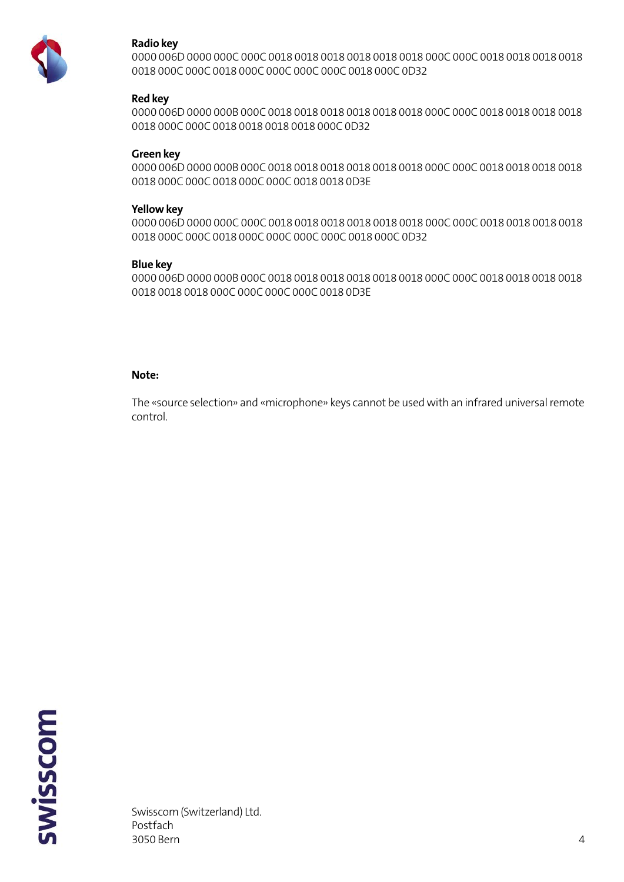**Radio key**
0000 006D 0000 000C 000C 0018 0018 0018 0018 0018 0018 000C 000C 0018 0018 0018 0018 0018 000C 000C 0018 000C 000C 000C 000C 0018 000C 0D32

**Red key**
0000 006D 0000 000B 000C 0018 0018 0018 0018 0018 0018 000C 000C 0018 0018 0018 0018 0018 000C 000C 0018 0018 0018 0018 000C 0D32

**Green key**
0000 006D 0000 000B 000C 0018 0018 0018 0018 0018 0018 000C 000C 0018 0018 0018 0018 0018 000C 000C 0018 000C 000C 0018 0018 0D3E

**Yellow key**
0000 006D 0000 000C 000C 0018 0018 0018 0018 0018 0018 000C 000C 0018 0018 0018 0018 0018 000C 000C 0018 000C 000C 000C 000C 0018 000C 0D32

**Blue key**
0000 006D 0000 000B 000C 0018 0018 0018 0018 0018 0018 000C 000C 0018 0018 0018 0018 0018 0018 0018 000C 000C 000C 000C 0018 0D3E

**Note:**

The «source selection» and «microphone» keys cannot be used with an infrared universal remote control.

Swisscom (Switzerland) Ltd.
Postfach
3050 Bern